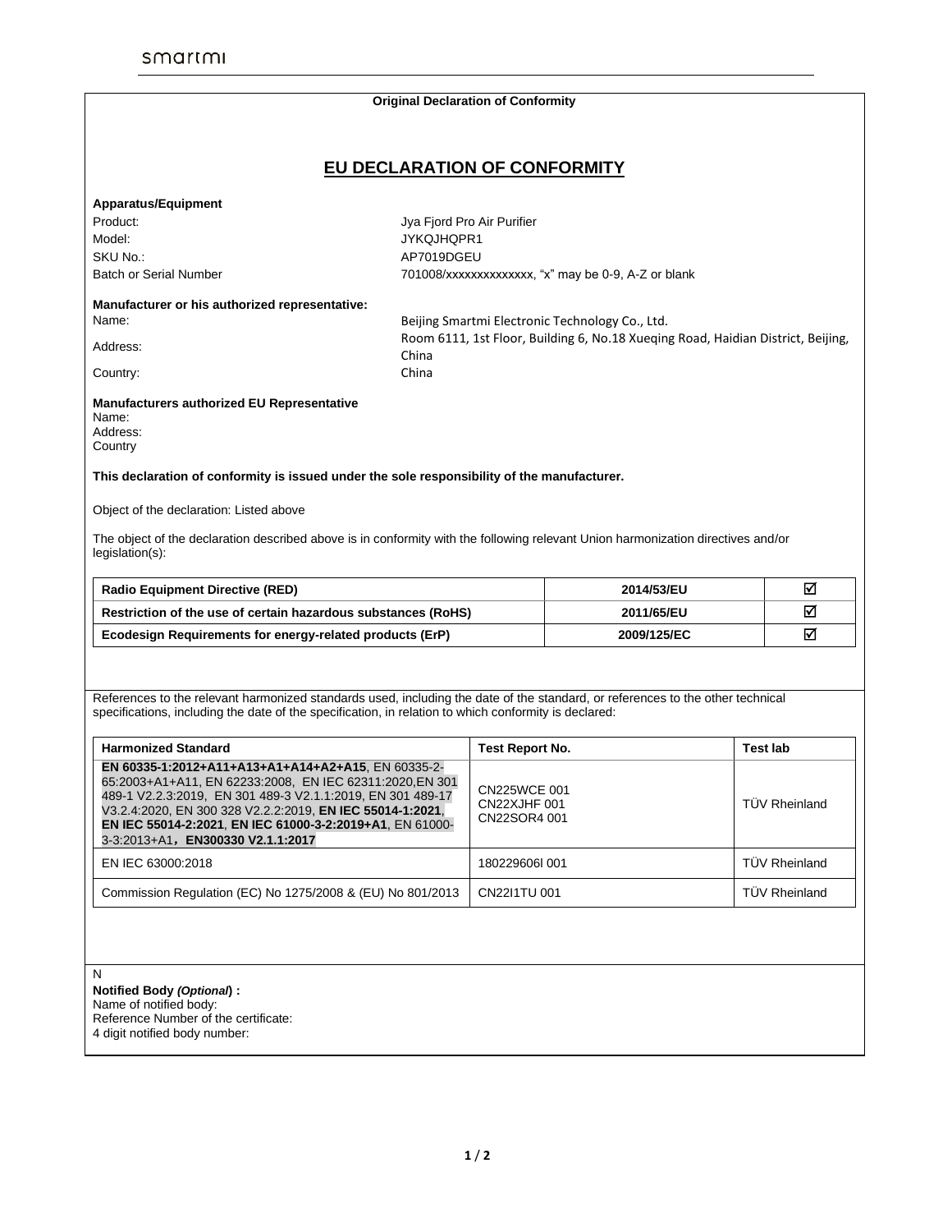**Original Declaration of Conformity**

# EU DECLARATION OF CONFORMITY

**Apparatus/Equipment**

Product: Jya Fjord Pro Air Purifier
Model: JYKQJHQPR1
SKU No.: AP7019DGEU
Batch or Serial Number 701008/xxxxxxxxxxxxxx, "x" may be 0-9, A-Z or blank

**Manufacturer or his authorized representative:**

Name: Beijing Smartmi Electronic Technology Co., Ltd.
Address: Room 6111, 1st Floor, Building 6, No.18 Xueqing Road, Haidian District, Beijing, China
Country: China

**Manufacturers authorized EU Representative**

Name:
Address:
Country

**This declaration of conformity is issued under the sole responsibility of the manufacturer.**

Object of the declaration: Listed above

The object of the declaration described above is in conformity with the following relevant Union harmonization directives and/or legislation(s):

| | | |
|---|---|---|
| **Radio Equipment Directive (RED)** | **2014/53/EU** | ☑ |
| **Restriction of the use of certain hazardous substances (RoHS)** | **2011/65/EU** | ☑ |
| **Ecodesign Requirements for energy-related products (ErP)** | **2009/125/EC** | ☑ |

References to the relevant harmonized standards used, including the date of the standard, or references to the other technical specifications, including the date of the specification, in relation to which conformity is declared:

| Harmonized Standard | Test Report No. | Test lab |
|---|---|---|
| **EN 60335-1:2012+A11+A13+A1+A14+A2+A15**, EN 60335-2-65:2003+A1+A11, EN 62233:2008, EN IEC 62311:2020,EN 301 489-1 V2.2.3:2019, EN 301 489-3 V2.1.1:2019, EN 301 489-17 V3.2.4:2020, EN 300 328 V2.2.2:2019, **EN IEC 55014-1:2021**, **EN IEC 55014-2:2021**, **EN IEC 61000-3-2:2019+A1**, EN 61000-3-3:2013+A1，**EN300330 V2.1.1:2017** | CN225WCE 001 CN22XJHF 001 CN22SOR4 001 | TÜV Rheinland |
| EN IEC 63000:2018 | 180229606I 001 | TÜV Rheinland |
| Commission Regulation (EC) No 1275/2008 & (EU) No 801/2013 | CN22I1TU 001 | TÜV Rheinland |

N

**Notified Body *(Optional*) :**
Name of notified body:
Reference Number of the certificate:
4 digit notified body number: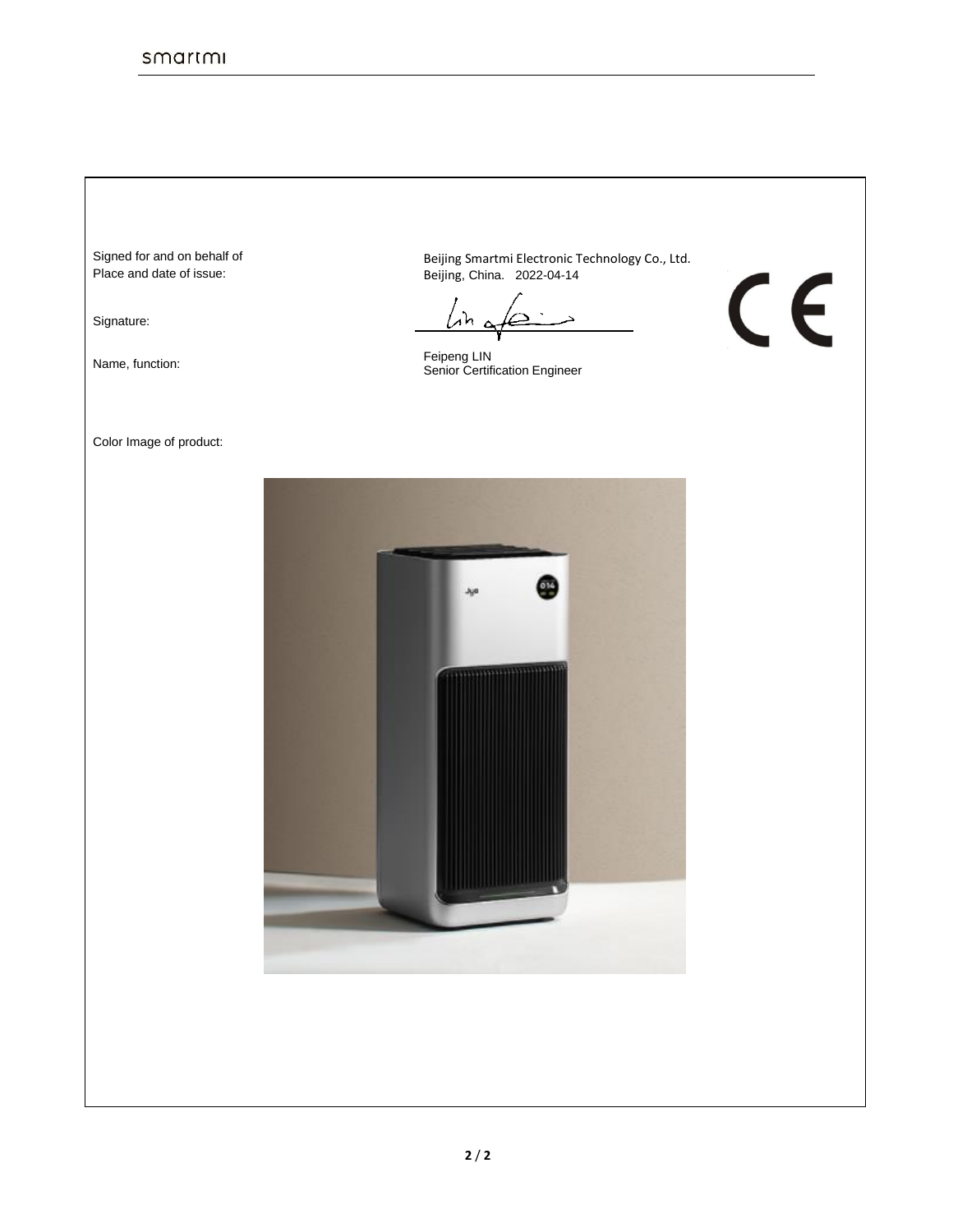| | |
|---|---|
| Signed for and on behalf of | Beijing Smartmi Electronic Technology Co., Ltd. |
| Place and date of issue: | Beijing, China. 2022-04-14 |
| Signature: | |
| Name, function: | Feipeng LIN<br>Senior Certification Engineer |

Color Image of product: